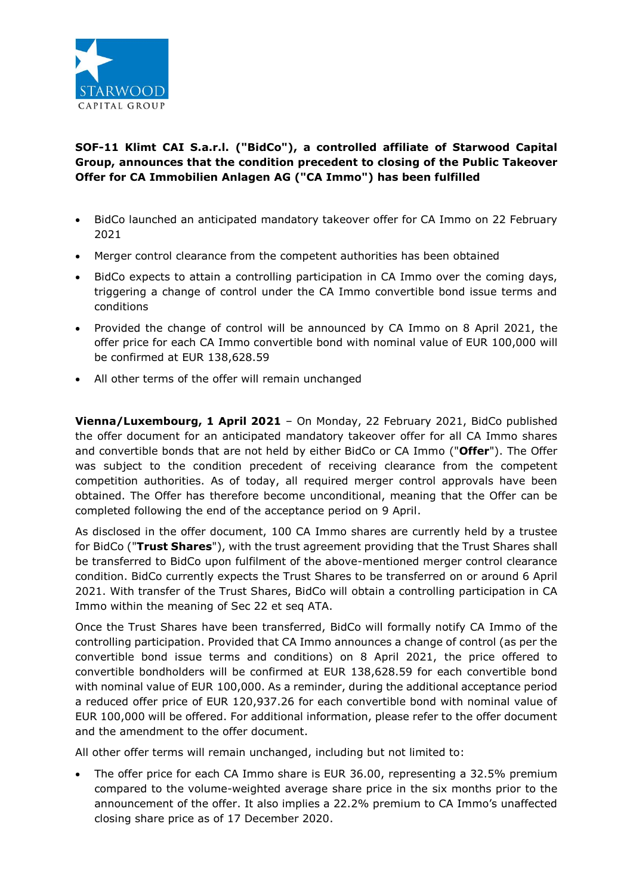**SOF-11 Klimt CAI S.a.r.l. ("BidCo"), a controlled affiliate of Starwood Capital Group, announces that the condition precedent to closing of the Public Takeover Offer for CA Immobilien Anlagen AG ("CA Immo") has been fulfilled**

- BidCo launched an anticipated mandatory takeover offer for CA Immo on 22 February 2021
- Merger control clearance from the competent authorities has been obtained
- BidCo expects to attain a controlling participation in CA Immo over the coming days, triggering a change of control under the CA Immo convertible bond issue terms and conditions
- Provided the change of control will be announced by CA Immo on 8 April 2021, the offer price for each CA Immo convertible bond with nominal value of EUR 100,000 will be confirmed at EUR 138,628.59
- All other terms of the offer will remain unchanged

**Vienna/Luxembourg, 1 April 2021** – On Monday, 22 February 2021, BidCo published the offer document for an anticipated mandatory takeover offer for all CA Immo shares and convertible bonds that are not held by either BidCo or CA Immo ("**Offer**"). The Offer was subject to the condition precedent of receiving clearance from the competent competition authorities. As of today, all required merger control approvals have been obtained. The Offer has therefore become unconditional, meaning that the Offer can be completed following the end of the acceptance period on 9 April.

As disclosed in the offer document, 100 CA Immo shares are currently held by a trustee for BidCo ("**Trust Shares**"), with the trust agreement providing that the Trust Shares shall be transferred to BidCo upon fulfilment of the above-mentioned merger control clearance condition. BidCo currently expects the Trust Shares to be transferred on or around 6 April 2021. With transfer of the Trust Shares, BidCo will obtain a controlling participation in CA Immo within the meaning of Sec 22 et seq ATA.

Once the Trust Shares have been transferred, BidCo will formally notify CA Immo of the controlling participation. Provided that CA Immo announces a change of control (as per the convertible bond issue terms and conditions) on 8 April 2021, the price offered to convertible bondholders will be confirmed at EUR 138,628.59 for each convertible bond with nominal value of EUR 100,000. As a reminder, during the additional acceptance period a reduced offer price of EUR 120,937.26 for each convertible bond with nominal value of EUR 100,000 will be offered. For additional information, please refer to the offer document and the amendment to the offer document.

All other offer terms will remain unchanged, including but not limited to:

- The offer price for each CA Immo share is EUR 36.00, representing a 32.5% premium compared to the volume-weighted average share price in the six months prior to the announcement of the offer. It also implies a 22.2% premium to CA Immo's unaffected closing share price as of 17 December 2020.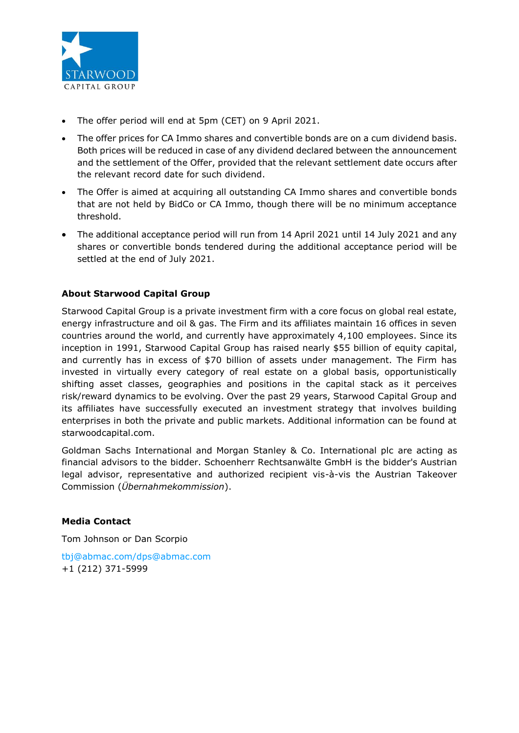- The offer period will end at 5pm (CET) on 9 April 2021.
- The offer prices for CA Immo shares and convertible bonds are on a cum dividend basis. Both prices will be reduced in case of any dividend declared between the announcement and the settlement of the Offer, provided that the relevant settlement date occurs after the relevant record date for such dividend.
- The Offer is aimed at acquiring all outstanding CA Immo shares and convertible bonds that are not held by BidCo or CA Immo, though there will be no minimum acceptance threshold.
- The additional acceptance period will run from 14 April 2021 until 14 July 2021 and any shares or convertible bonds tendered during the additional acceptance period will be settled at the end of July 2021.

**About Starwood Capital Group**

Starwood Capital Group is a private investment firm with a core focus on global real estate, energy infrastructure and oil & gas. The Firm and its affiliates maintain 16 offices in seven countries around the world, and currently have approximately 4,100 employees. Since its inception in 1991, Starwood Capital Group has raised nearly $55 billion of equity capital, and currently has in excess of $70 billion of assets under management. The Firm has invested in virtually every category of real estate on a global basis, opportunistically shifting asset classes, geographies and positions in the capital stack as it perceives risk/reward dynamics to be evolving. Over the past 29 years, Starwood Capital Group and its affiliates have successfully executed an investment strategy that involves building enterprises in both the private and public markets. Additional information can be found at starwoodcapital.com.

Goldman Sachs International and Morgan Stanley & Co. International plc are acting as financial advisors to the bidder. Schoenherr Rechtsanwälte GmbH is the bidder's Austrian legal advisor, representative and authorized recipient vis-à-vis the Austrian Takeover Commission (*Übernahmekommission*).

**Media Contact**

Tom Johnson or Dan Scorpio

tbj@abmac.com/dps@abmac.com
+1 (212) 371-5999